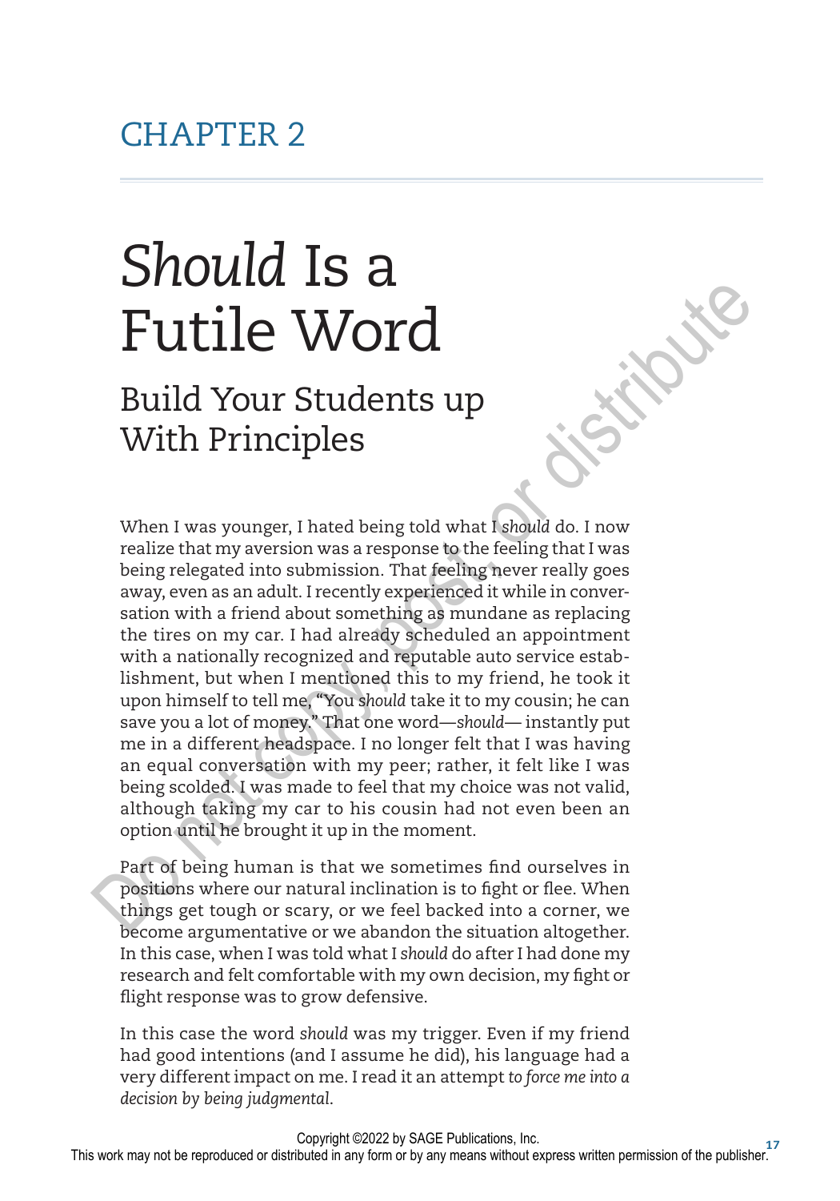## CHAPTER 2

# *Should* Is a Futile Word

## Build Your Students up With Principles

When I was younger, I hated being told what I *should* do. I now realize that my aversion was a response to the feeling that I was being relegated into submission. That feeling never really goes away, even as an adult. I recently experienced it while in conversation with a friend about something as mundane as replacing the tires on my car. I had already scheduled an appointment with a nationally recognized and reputable auto service establishment, but when I mentioned this to my friend, he took it upon himself to tell me, "You *should* take it to my cousin; he can save you a lot of money." That one word—*should*— instantly put me in a different headspace. I no longer felt that I was having an equal conversation with my peer; rather, it felt like I was being scolded. I was made to feel that my choice was not valid, although taking my car to his cousin had not even been an option until he brought it up in the moment.

Part of being human is that we sometimes find ourselves in positions where our natural inclination is to fight or flee. When things get tough or scary, or we feel backed into a corner, we become argumentative or we abandon the situation altogether. In this case, when I was told what I *should* do after I had done my research and felt comfortable with my own decision, my fight or flight response was to grow defensive.

In this case the word *should* was my trigger. Even if my friend had good intentions (and I assume he did), his language had a very different impact on me. I read it an attempt *to force me into a decision by being judgmental*.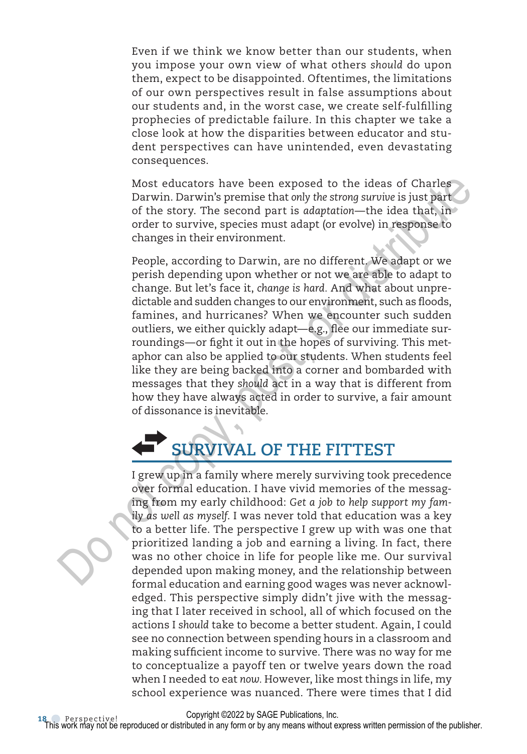Even if we think we know better than our students, when you impose your own view of what others *should* do upon them, expect to be disappointed. Oftentimes, the limitations of our own perspectives result in false assumptions about our students and, in the worst case, we create self-fulfilling prophecies of predictable failure. In this chapter we take a close look at how the disparities between educator and student perspectives can have unintended, even devastating consequences.

Most educators have been exposed to the ideas of Charles Darwin. Darwin's premise that *only the strong survive* is just part of the story. The second part is *adaptation*—the idea that, in order to survive, species must adapt (or evolve) in response to changes in their environment.

People, according to Darwin, are no different. We adapt or we perish depending upon whether or not we are able to adapt to change. But let's face it, *change is hard.* And what about unpredictable and sudden changes to our environment, such as floods, famines, and hurricanes? When we encounter such sudden outliers, we either quickly adapt—e.g., flee our immediate surroundings—or fight it out in the hopes of surviving. This metaphor can also be applied to our students. When students feel like they are being backed into a corner and bombarded with messages that they *should* act in a way that is different from how they have always acted in order to survive, a fair amount of dissonance is inevitable.

## SURVIVAL OF THE FITTEST

I grew up in a family where merely surviving took precedence over formal education. I have vivid memories of the messaging from my early childhood: *Get a job to help support my family as well as myself.* I was never told that education was a key to a better life. The perspective I grew up with was one that prioritized landing a job and earning a living. In fact, there was no other choice in life for people like me. Our survival depended upon making money, and the relationship between formal education and earning good wages was never acknowledged. This perspective simply didn't jive with the messaging that I later received in school, all of which focused on the actions I *should* take to become a better student. Again, I could see no connection between spending hours in a classroom and making sufficient income to survive. There was no way for me to conceptualize a payoff ten or twelve years down the road when I needed to eat *now.* However, like most things in life, my school experience was nuanced. There were times that I did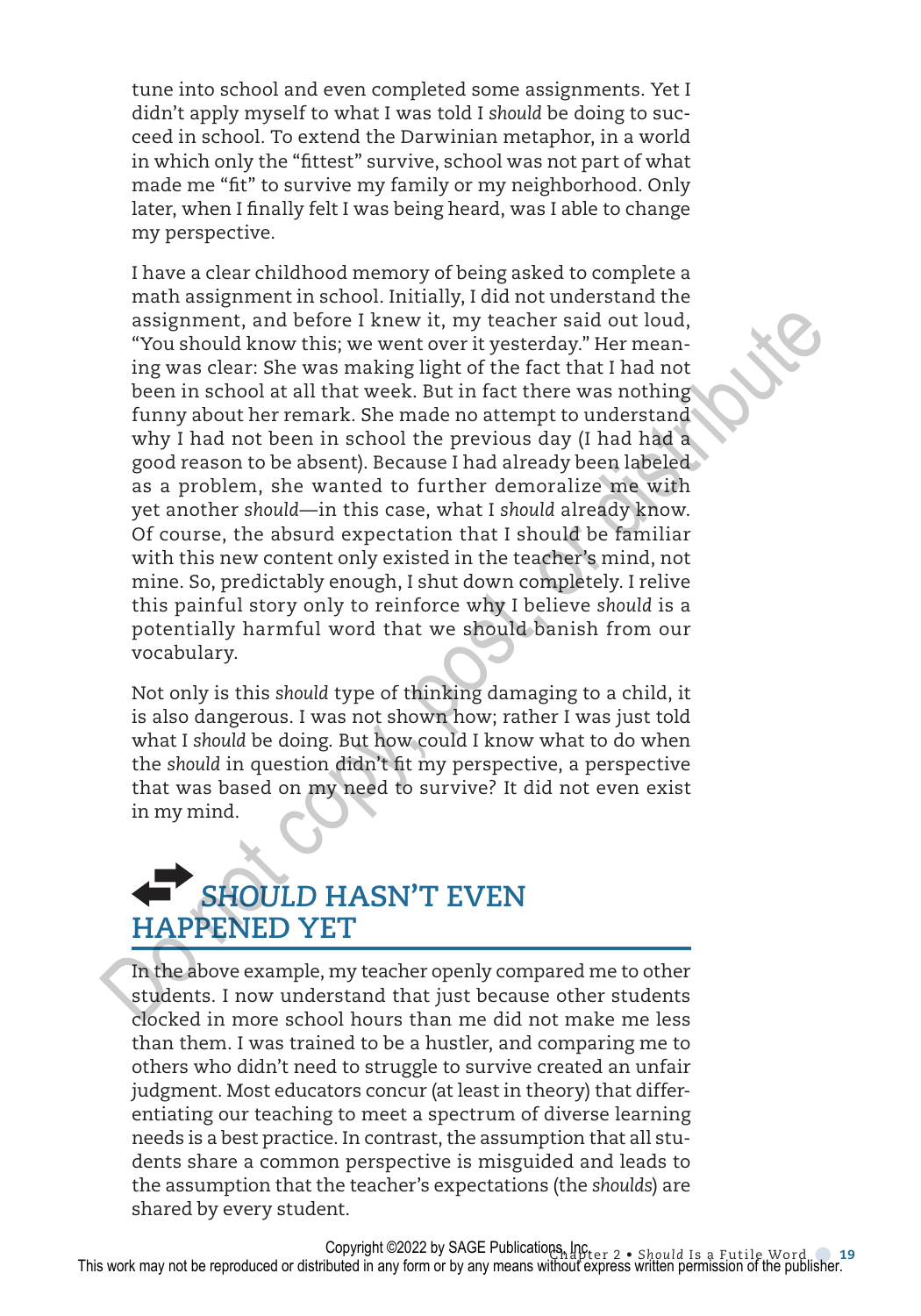tune into school and even completed some assignments. Yet I didn't apply myself to what I was told I *should* be doing to succeed in school. To extend the Darwinian metaphor, in a world in which only the "fittest" survive, school was not part of what made me "fit" to survive my family or my neighborhood. Only later, when I finally felt I was being heard, was I able to change my perspective.

I have a clear childhood memory of being asked to complete a math assignment in school. Initially, I did not understand the assignment, and before I knew it, my teacher said out loud, "You should know this; we went over it yesterday." Her meaning was clear: She was making light of the fact that I had not been in school at all that week. But in fact there was nothing funny about her remark. She made no attempt to understand why I had not been in school the previous day (I had had a good reason to be absent). Because I had already been labeled as a problem, she wanted to further demoralize me with yet another *should*—in this case, what I *should* already know. Of course, the absurd expectation that I should be familiar with this new content only existed in the teacher's mind, not mine. So, predictably enough, I shut down completely. I relive this painful story only to reinforce why I believe *should* is a potentially harmful word that we should banish from our vocabulary.

Not only is this *should* type of thinking damaging to a child, it is also dangerous. I was not shown how; rather I was just told what I *should* be doing. But how could I know what to do when the *should* in question didn't fit my perspective, a perspective that was based on my need to survive? It did not even exist in my mind.

## *SHOULD* HASN'T EVEN HAPPENED YET

In the above example, my teacher openly compared me to other students. I now understand that just because other students clocked in more school hours than me did not make me less than them. I was trained to be a hustler, and comparing me to others who didn't need to struggle to survive created an unfair judgment. Most educators concur (at least in theory) that differentiating our teaching to meet a spectrum of diverse learning needs is a best practice. In contrast, the assumption that all students share a common perspective is misguided and leads to the assumption that the teacher's expectations (the *shoulds*) are shared by every student.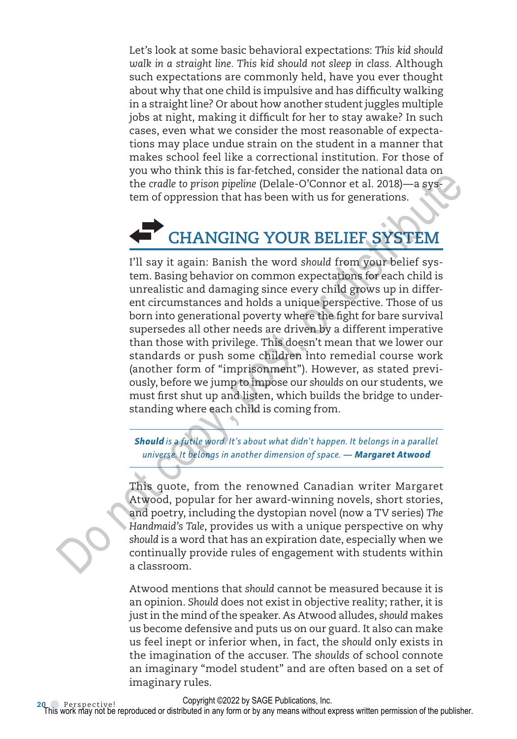Let's look at some basic behavioral expectations: *This kid should walk in a straight line. This kid should not sleep in class.* Although such expectations are commonly held, have you ever thought about why that one child is impulsive and has difficulty walking in a straight line? Or about how another student juggles multiple jobs at night, making it difficult for her to stay awake? In such cases, even what we consider the most reasonable of expectations may place undue strain on the student in a manner that makes school feel like a correctional institution. For those of you who think this is far-fetched, consider the national data on the *cradle to prison pipeline* (Delale-O'Connor et al. 2018)—a system of oppression that has been with us for generations.

## CHANGING YOUR BELIEF SYSTEM

I'll say it again: Banish the word *should* from your belief system. Basing behavior on common expectations for each child is unrealistic and damaging since every child grows up in different circumstances and holds a unique perspective. Those of us born into generational poverty where the fight for bare survival supersedes all other needs are driven by a different imperative than those with privilege. This doesn't mean that we lower our standards or push some children into remedial course work (another form of "imprisonment"). However, as stated previously, before we jump to impose our *shoulds* on our students, we must first shut up and listen, which builds the bridge to understanding where each child is coming from.

> ***Should** is a futile word. It's about what didn't happen. It belongs in a parallel universe. It belongs in another dimension of space.* — ***Margaret Atwood***

This quote, from the renowned Canadian writer Margaret Atwood, popular for her award-winning novels, short stories, and poetry, including the dystopian novel (now a TV series) *The Handmaid's Tale*, provides us with a unique perspective on why *should* is a word that has an expiration date, especially when we continually provide rules of engagement with students within a classroom.

Atwood mentions that *should* cannot be measured because it is an opinion. *Should* does not exist in objective reality; rather, it is just in the mind of the speaker. As Atwood alludes, *should* makes us become defensive and puts us on our guard. It also can make us feel inept or inferior when, in fact, the *should* only exists in the imagination of the accuser. The *shoulds* of school connote an imaginary "model student" and are often based on a set of imaginary rules.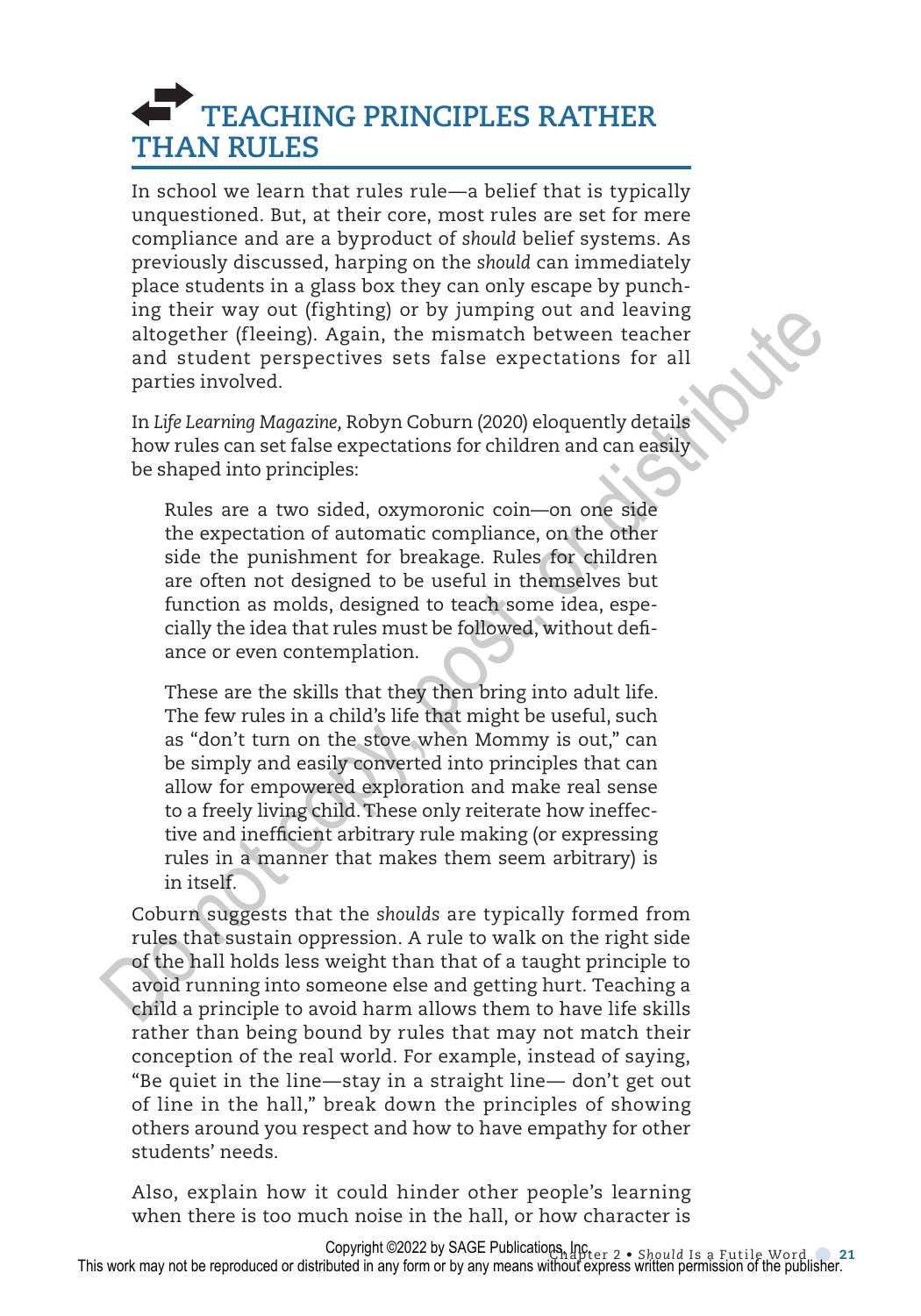## TEACHING PRINCIPLES RATHER THAN RULES

In school we learn that rules rule—a belief that is typically unquestioned. But, at their core, most rules are set for mere compliance and are a byproduct of *should* belief systems. As previously discussed, harping on the *should* can immediately place students in a glass box they can only escape by punching their way out (fighting) or by jumping out and leaving altogether (fleeing). Again, the mismatch between teacher and student perspectives sets false expectations for all parties involved.

In *Life Learning Magazine,* Robyn Coburn (2020) eloquently details how rules can set false expectations for children and can easily be shaped into principles:

> Rules are a two sided, oxymoronic coin—on one side the expectation of automatic compliance, on the other side the punishment for breakage. Rules for children are often not designed to be useful in themselves but function as molds, designed to teach some idea, especially the idea that rules must be followed, without defiance or even contemplation.
>
> These are the skills that they then bring into adult life. The few rules in a child's life that might be useful, such as "don't turn on the stove when Mommy is out," can be simply and easily converted into principles that can allow for empowered exploration and make real sense to a freely living child. These only reiterate how ineffective and inefficient arbitrary rule making (or expressing rules in a manner that makes them seem arbitrary) is in itself.

Coburn suggests that the *shoulds* are typically formed from rules that sustain oppression. A rule to walk on the right side of the hall holds less weight than that of a taught principle to avoid running into someone else and getting hurt. Teaching a child a principle to avoid harm allows them to have life skills rather than being bound by rules that may not match their conception of the real world. For example, instead of saying, "Be quiet in the line—stay in a straight line— don't get out of line in the hall," break down the principles of showing others around you respect and how to have empathy for other students' needs.

Also, explain how it could hinder other people's learning when there is too much noise in the hall, or how character is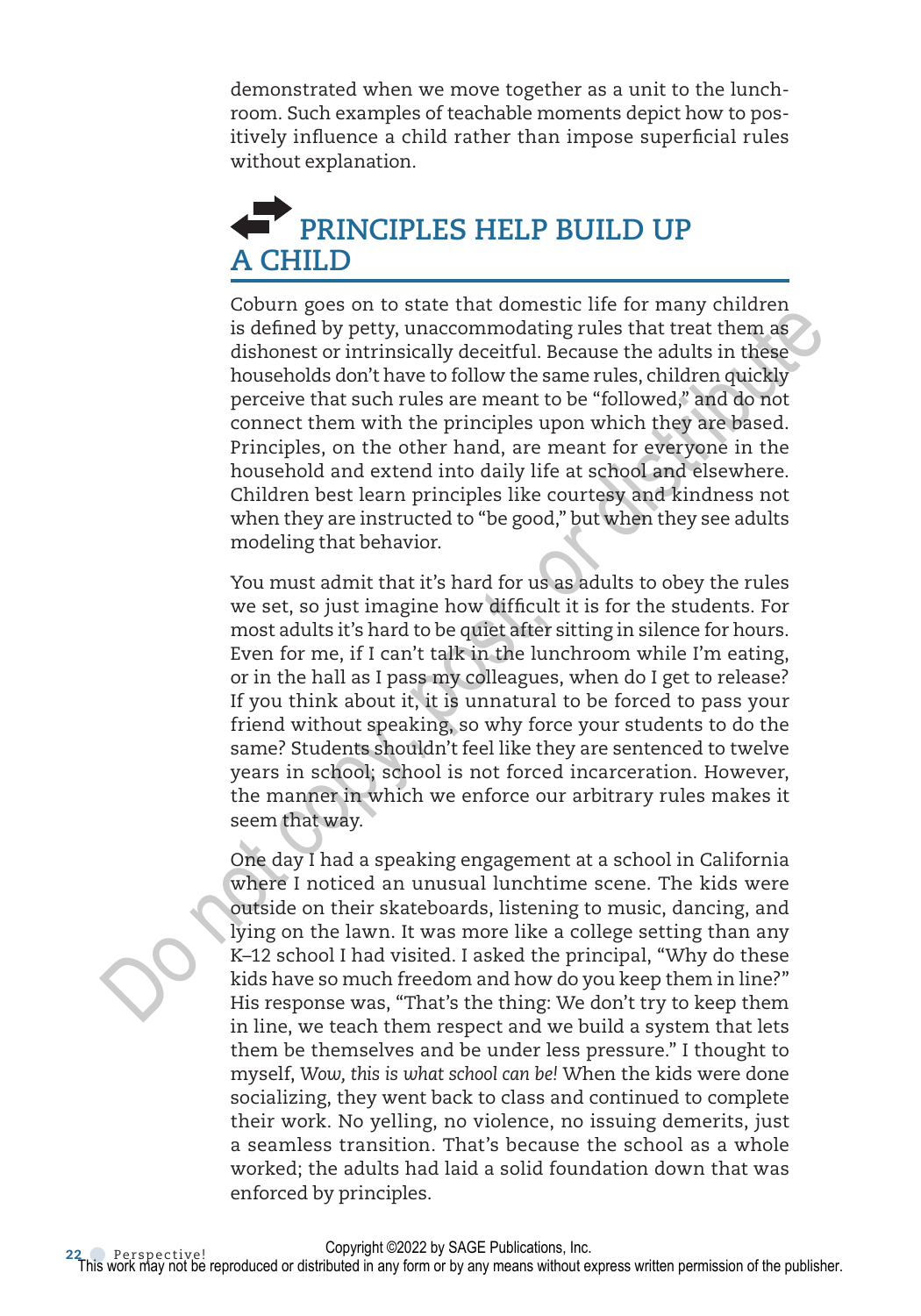demonstrated when we move together as a unit to the lunchroom. Such examples of teachable moments depict how to positively influence a child rather than impose superficial rules without explanation.

## PRINCIPLES HELP BUILD UP A CHILD

Coburn goes on to state that domestic life for many children is defined by petty, unaccommodating rules that treat them as dishonest or intrinsically deceitful. Because the adults in these households don't have to follow the same rules, children quickly perceive that such rules are meant to be "followed," and do not connect them with the principles upon which they are based. Principles, on the other hand, are meant for everyone in the household and extend into daily life at school and elsewhere. Children best learn principles like courtesy and kindness not when they are instructed to "be good," but when they see adults modeling that behavior.

You must admit that it's hard for us as adults to obey the rules we set, so just imagine how difficult it is for the students. For most adults it's hard to be quiet after sitting in silence for hours. Even for me, if I can't talk in the lunchroom while I'm eating, or in the hall as I pass my colleagues, when do I get to release? If you think about it, it is unnatural to be forced to pass your friend without speaking, so why force your students to do the same? Students shouldn't feel like they are sentenced to twelve years in school; school is not forced incarceration. However, the manner in which we enforce our arbitrary rules makes it seem that way.

One day I had a speaking engagement at a school in California where I noticed an unusual lunchtime scene. The kids were outside on their skateboards, listening to music, dancing, and lying on the lawn. It was more like a college setting than any K–12 school I had visited. I asked the principal, "Why do these kids have so much freedom and how do you keep them in line?" His response was, "That's the thing: We don't try to keep them in line, we teach them respect and we build a system that lets them be themselves and be under less pressure." I thought to myself, *Wow, this is what school can be!* When the kids were done socializing, they went back to class and continued to complete their work. No yelling, no violence, no issuing demerits, just a seamless transition. That's because the school as a whole worked; the adults had laid a solid foundation down that was enforced by principles.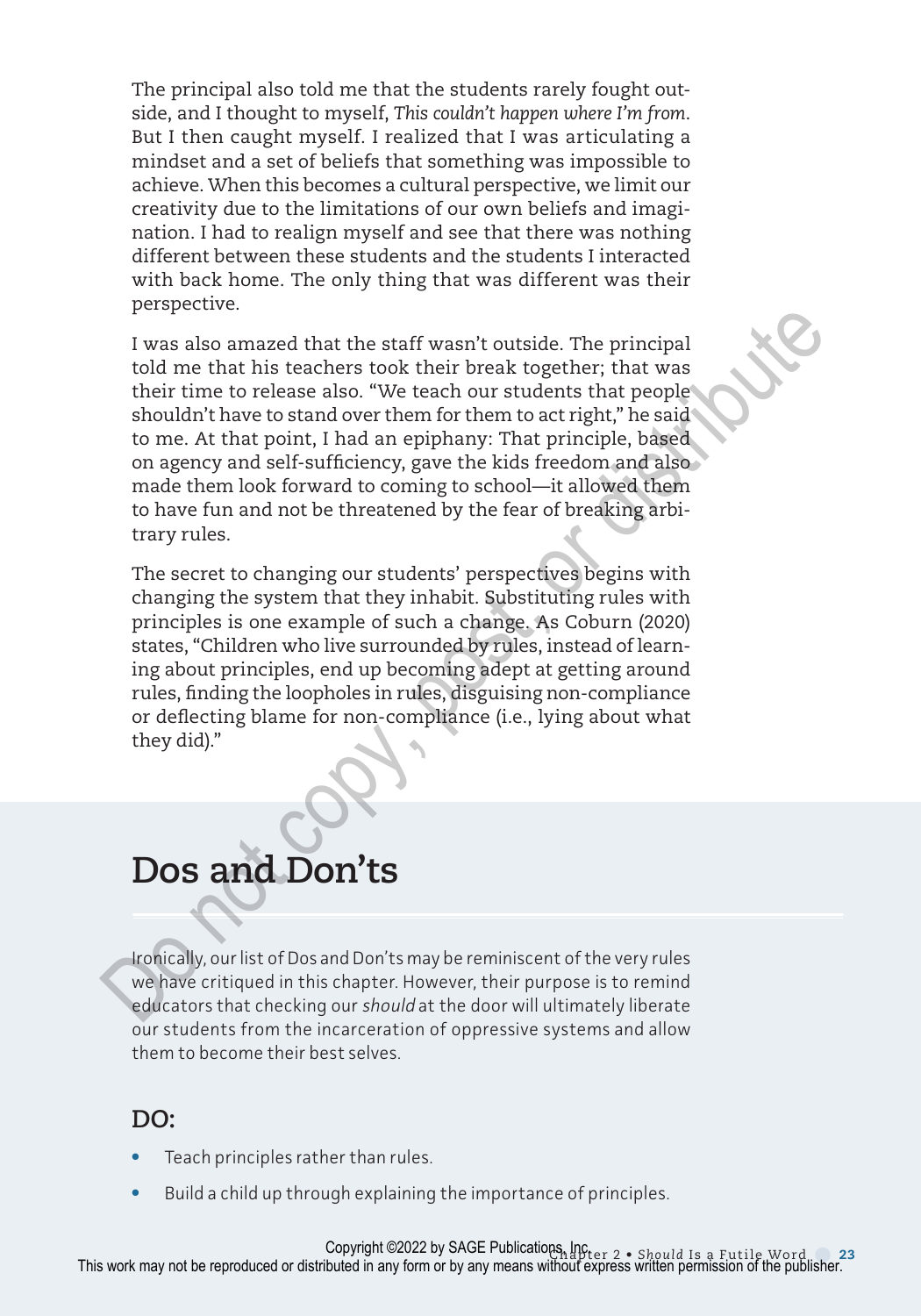The principal also told me that the students rarely fought outside, and I thought to myself, *This couldn't happen where I'm from.* But I then caught myself. I realized that I was articulating a mindset and a set of beliefs that something was impossible to achieve. When this becomes a cultural perspective, we limit our creativity due to the limitations of our own beliefs and imagination. I had to realign myself and see that there was nothing different between these students and the students I interacted with back home. The only thing that was different was their perspective.

I was also amazed that the staff wasn't outside. The principal told me that his teachers took their break together; that was their time to release also. "We teach our students that people shouldn't have to stand over them for them to act right," he said to me. At that point, I had an epiphany: That principle, based on agency and self-sufficiency, gave the kids freedom and also made them look forward to coming to school—it allowed them to have fun and not be threatened by the fear of breaking arbitrary rules.

The secret to changing our students' perspectives begins with changing the system that they inhabit. Substituting rules with principles is one example of such a change. As Coburn (2020) states, "Children who live surrounded by rules, instead of learning about principles, end up becoming adept at getting around rules, finding the loopholes in rules, disguising non-compliance or deflecting blame for non-compliance (i.e., lying about what they did)."

## Dos and Don'ts

Ironically, our list of Dos and Don'ts may be reminiscent of the very rules we have critiqued in this chapter. However, their purpose is to remind educators that checking our *should* at the door will ultimately liberate our students from the incarceration of oppressive systems and allow them to become their best selves.

### DO:

- Teach principles rather than rules.
- Build a child up through explaining the importance of principles.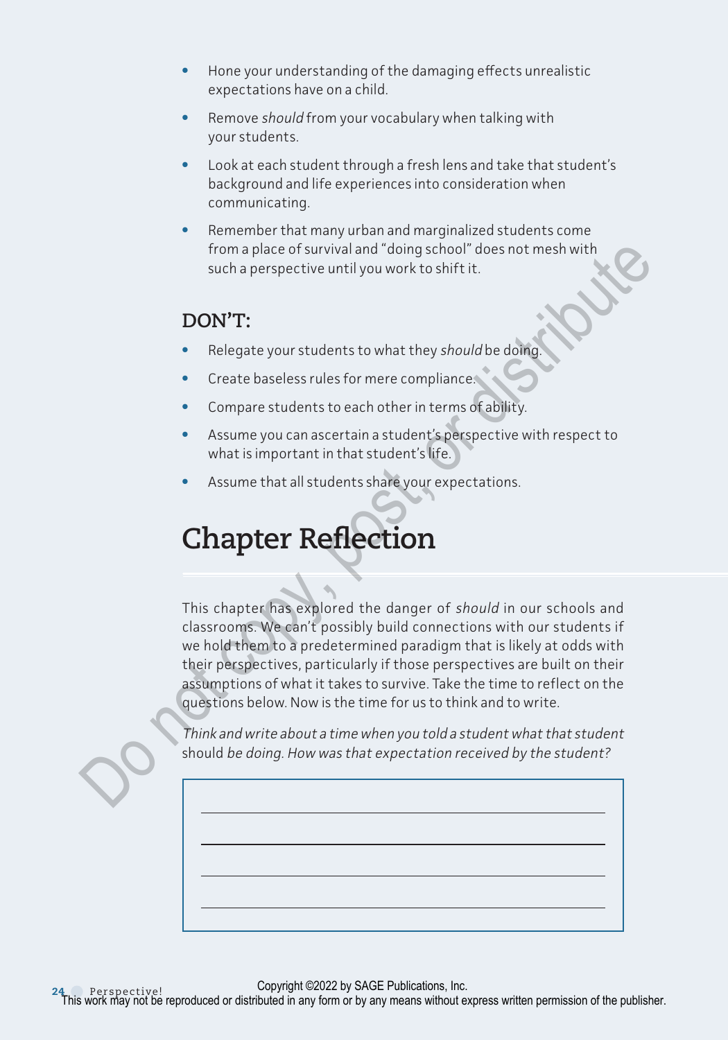- Hone your understanding of the damaging effects unrealistic expectations have on a child.
- Remove *should* from your vocabulary when talking with your students.
- Look at each student through a fresh lens and take that student's background and life experiences into consideration when communicating.
- Remember that many urban and marginalized students come from a place of survival and "doing school" does not mesh with such a perspective until you work to shift it.

### DON'T:

- Relegate your students to what they *should* be doing.
- Create baseless rules for mere compliance.
- Compare students to each other in terms of ability.
- Assume you can ascertain a student's perspective with respect to what is important in that student's life.
- Assume that all students share your expectations.

## Chapter Reflection

This chapter has explored the danger of *should* in our schools and classrooms. We can't possibly build connections with our students if we hold them to a predetermined paradigm that is likely at odds with their perspectives, particularly if those perspectives are built on their assumptions of what it takes to survive. Take the time to reflect on the questions below. Now is the time for us to think and to write.

*Think and write about a time when you told a student what that student* should *be doing. How was that expectation received by the student?*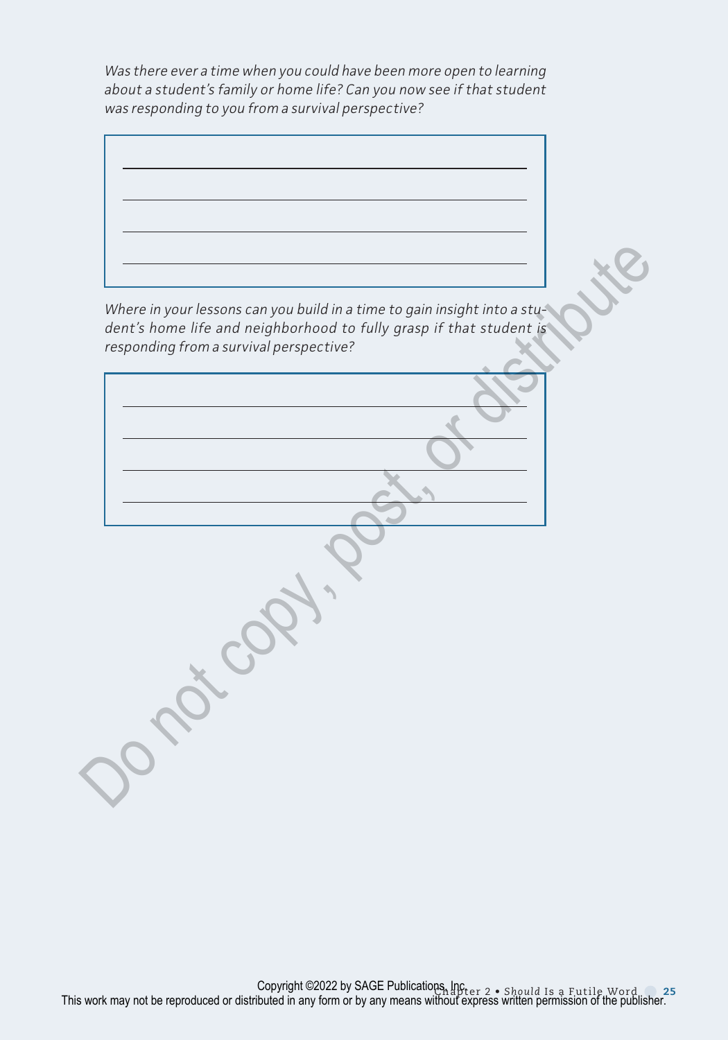*Was there ever a time when you could have been more open to learning about a student's family or home life? Can you now see if that student was responding to you from a survival perspective?*

*Where in your lessons can you build in a time to gain insight into a student's home life and neighborhood to fully grasp if that student is responding from a survival perspective?*